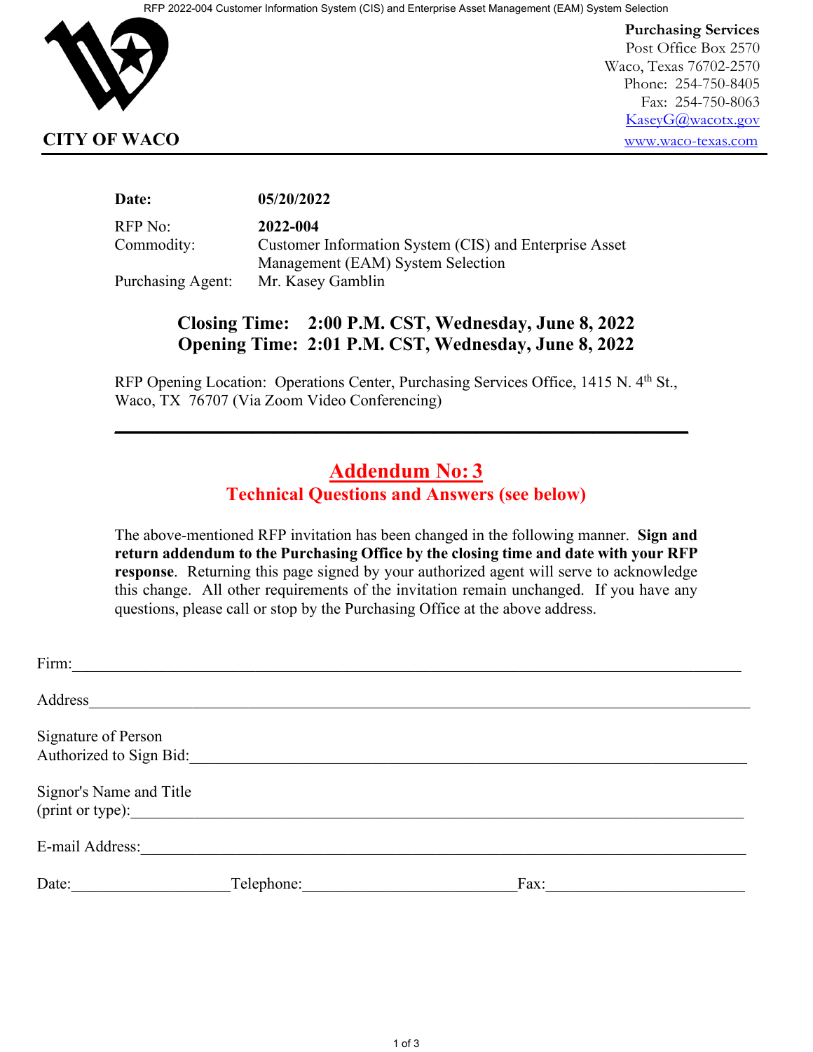**CITY OF WACO**

**Purchasing Services**
Post Office Box 2570
Waco, Texas 76702-2570
Phone: 254-750-8405
Fax: 254-750-8063
KaseyG@wacotx.gov
www.waco-texas.com

| | |
|---|---|
| **Date:** | **05/20/2022** |
| RFP No: | **2022-004** |
| Commodity: | Customer Information System (CIS) and Enterprise Asset Management (EAM) System Selection |
| Purchasing Agent: | Mr. Kasey Gamblin |

**Closing Time: 2:00 P.M. CST, Wednesday, June 8, 2022**
**Opening Time: 2:01 P.M. CST, Wednesday, June 8, 2022**

RFP Opening Location: Operations Center, Purchasing Services Office, 1415 N. 4th St., Waco, TX 76707 (Via Zoom Video Conferencing)

---

## Addendum No: 3

### Technical Questions and Answers (see below)

The above-mentioned RFP invitation has been changed in the following manner. **Sign and return addendum to the Purchasing Office by the closing time and date with your RFP response**. Returning this page signed by your authorized agent will serve to acknowledge this change. All other requirements of the invitation remain unchanged. If you have any questions, please call or stop by the Purchasing Office at the above address.

Firm:_______________________________________________

Address_____________________________________________

Signature of Person
Authorized to Sign Bid:_______________________________

Signor's Name and Title
(print or type):______________________________________

E-mail Address:______________________________________

Date:________________ Telephone:____________________ Fax:____________________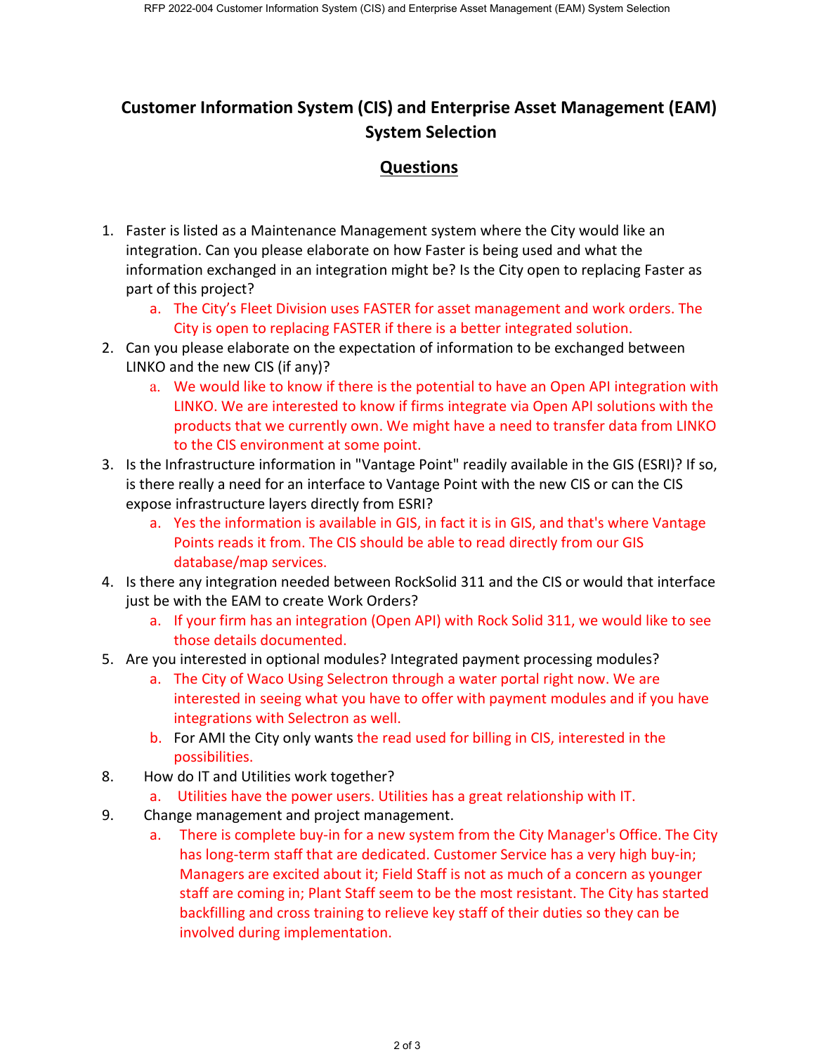# Customer Information System (CIS) and Enterprise Asset Management (EAM) System Selection

## Questions

1. Faster is listed as a Maintenance Management system where the City would like an integration. Can you please elaborate on how Faster is being used and what the information exchanged in an integration might be? Is the City open to replacing Faster as part of this project?
    a. The City's Fleet Division uses FASTER for asset management and work orders. The City is open to replacing FASTER if there is a better integrated solution.
2. Can you please elaborate on the expectation of information to be exchanged between LINKO and the new CIS (if any)?
    a. We would like to know if there is the potential to have an Open API integration with LINKO. We are interested to know if firms integrate via Open API solutions with the products that we currently own. We might have a need to transfer data from LINKO to the CIS environment at some point.
3. Is the Infrastructure information in "Vantage Point" readily available in the GIS (ESRI)? If so, is there really a need for an interface to Vantage Point with the new CIS or can the CIS expose infrastructure layers directly from ESRI?
    a. Yes the information is available in GIS, in fact it is in GIS, and that's where Vantage Points reads it from. The CIS should be able to read directly from our GIS database/map services.
4. Is there any integration needed between RockSolid 311 and the CIS or would that interface just be with the EAM to create Work Orders?
    a. If your firm has an integration (Open API) with Rock Solid 311, we would like to see those details documented.
5. Are you interested in optional modules? Integrated payment processing modules?
    a. The City of Waco Using Selectron through a water portal right now. We are interested in seeing what you have to offer with payment modules and if you have integrations with Selectron as well.
    b. For AMI the City only wants the read used for billing in CIS, interested in the possibilities.

8. How do IT and Utilities work together?
    a. Utilities have the power users. Utilities has a great relationship with IT.
9. Change management and project management.
    a. There is complete buy-in for a new system from the City Manager's Office. The City has long-term staff that are dedicated. Customer Service has a very high buy-in; Managers are excited about it; Field Staff is not as much of a concern as younger staff are coming in; Plant Staff seem to be the most resistant. The City has started backfilling and cross training to relieve key staff of their duties so they can be involved during implementation.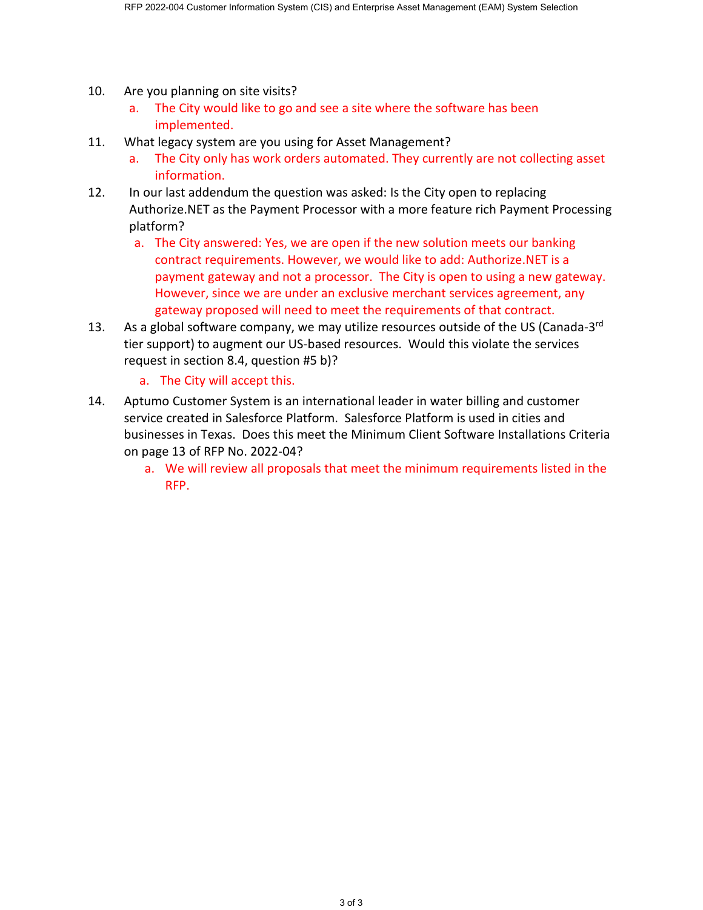10. Are you planning on site visits?
    a. The City would like to go and see a site where the software has been implemented.
11. What legacy system are you using for Asset Management?
    a. The City only has work orders automated. They currently are not collecting asset information.
12. In our last addendum the question was asked: Is the City open to replacing Authorize.NET as the Payment Processor with a more feature rich Payment Processing platform?
    a. The City answered: Yes, we are open if the new solution meets our banking contract requirements. However, we would like to add: Authorize.NET is a payment gateway and not a processor. The City is open to using a new gateway. However, since we are under an exclusive merchant services agreement, any gateway proposed will need to meet the requirements of that contract.
13. As a global software company, we may utilize resources outside of the US (Canada-3rd tier support) to augment our US-based resources. Would this violate the services request in section 8.4, question #5 b)?
    a. The City will accept this.
14. Aptumo Customer System is an international leader in water billing and customer service created in Salesforce Platform. Salesforce Platform is used in cities and businesses in Texas. Does this meet the Minimum Client Software Installations Criteria on page 13 of RFP No. 2022-04?
    a. We will review all proposals that meet the minimum requirements listed in the RFP.